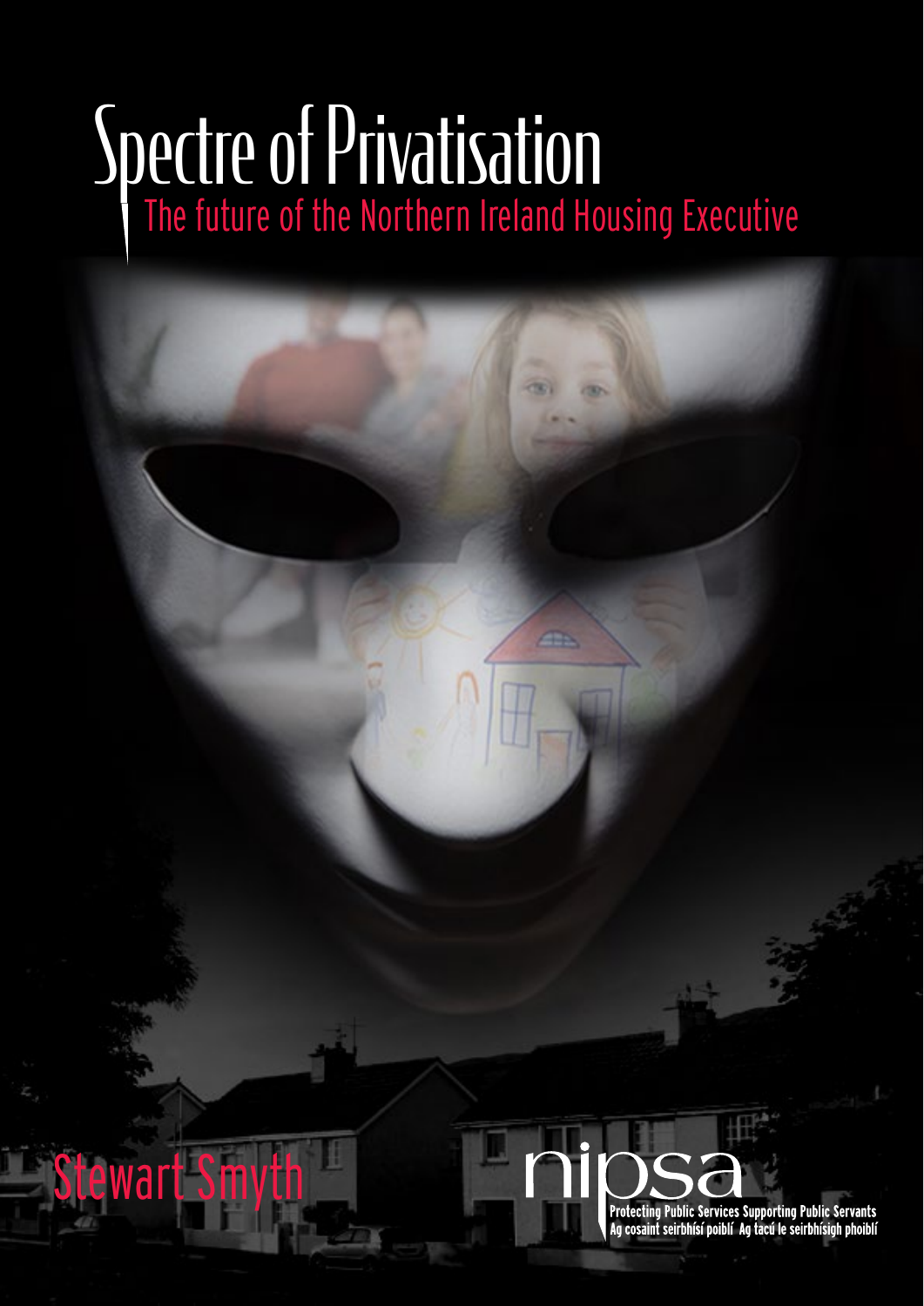# Spectre of Privatisation

## The future of the Northern Ireland Housing Executive

Stewart Smyth

nipsa

Protecting Public Services Supporting Public Servants
Ag cosaint seirbhísí poiblí Ag tacú le seirbhísigh phoiblí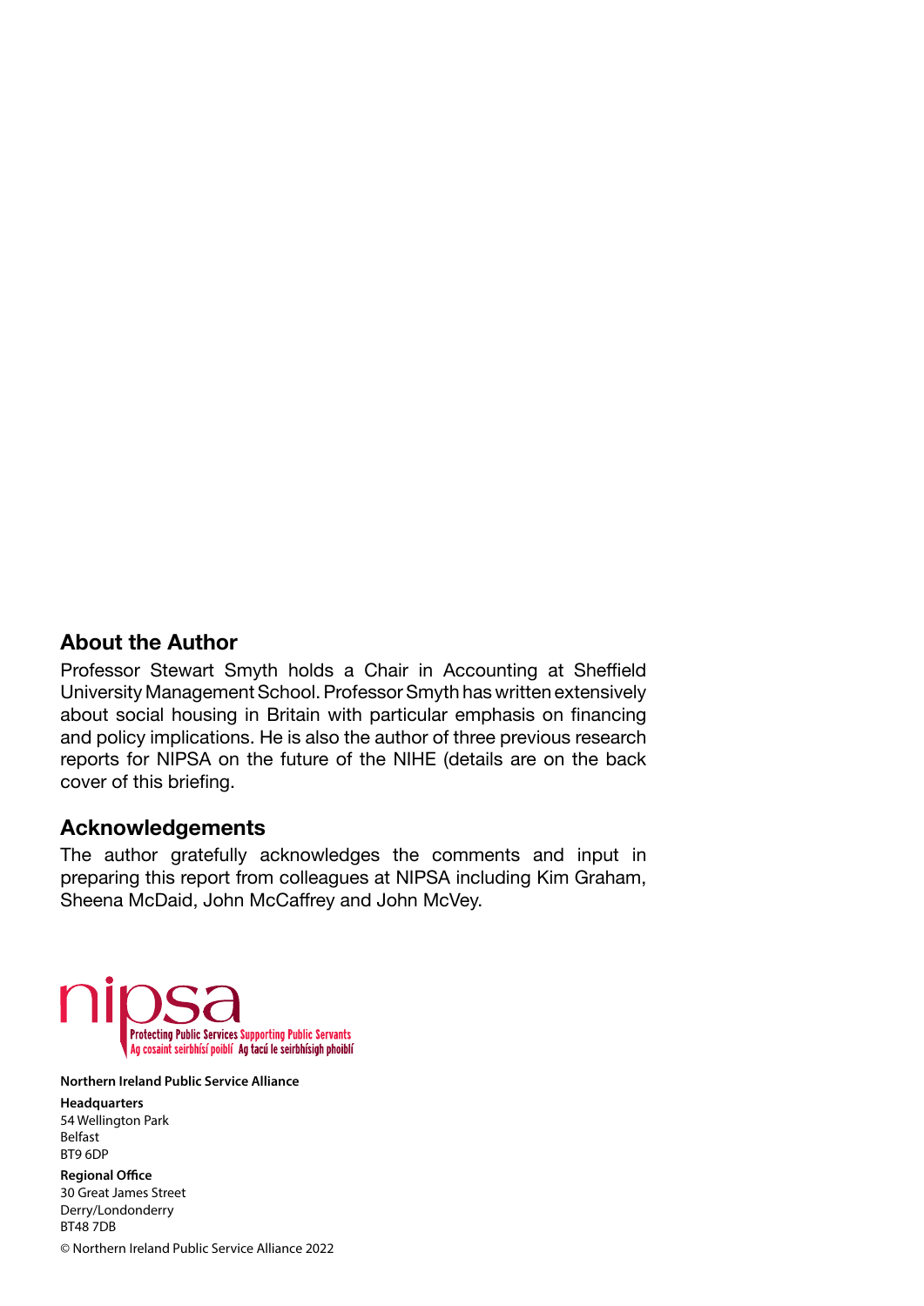## About the Author

Professor Stewart Smyth holds a Chair in Accounting at Sheffield University Management School. Professor Smyth has written extensively about social housing in Britain with particular emphasis on financing and policy implications. He is also the author of three previous research reports for NIPSA on the future of the NIHE (details are on the back cover of this briefing.

## Acknowledgements

The author gratefully acknowledges the comments and input in preparing this report from colleagues at NIPSA including Kim Graham, Sheena McDaid, John McCaffrey and John McVey.

nipsa

Protecting Public Services Supporting Public Servants
Ag cosaint seirbhísí poiblí Ag tacú le seirbhísigh phoiblí

**Northern Ireland Public Service Alliance**

**Headquarters**
54 Wellington Park
Belfast
BT9 6DP

**Regional Office**
30 Great James Street
Derry/Londonderry
BT48 7DB

© Northern Ireland Public Service Alliance 2022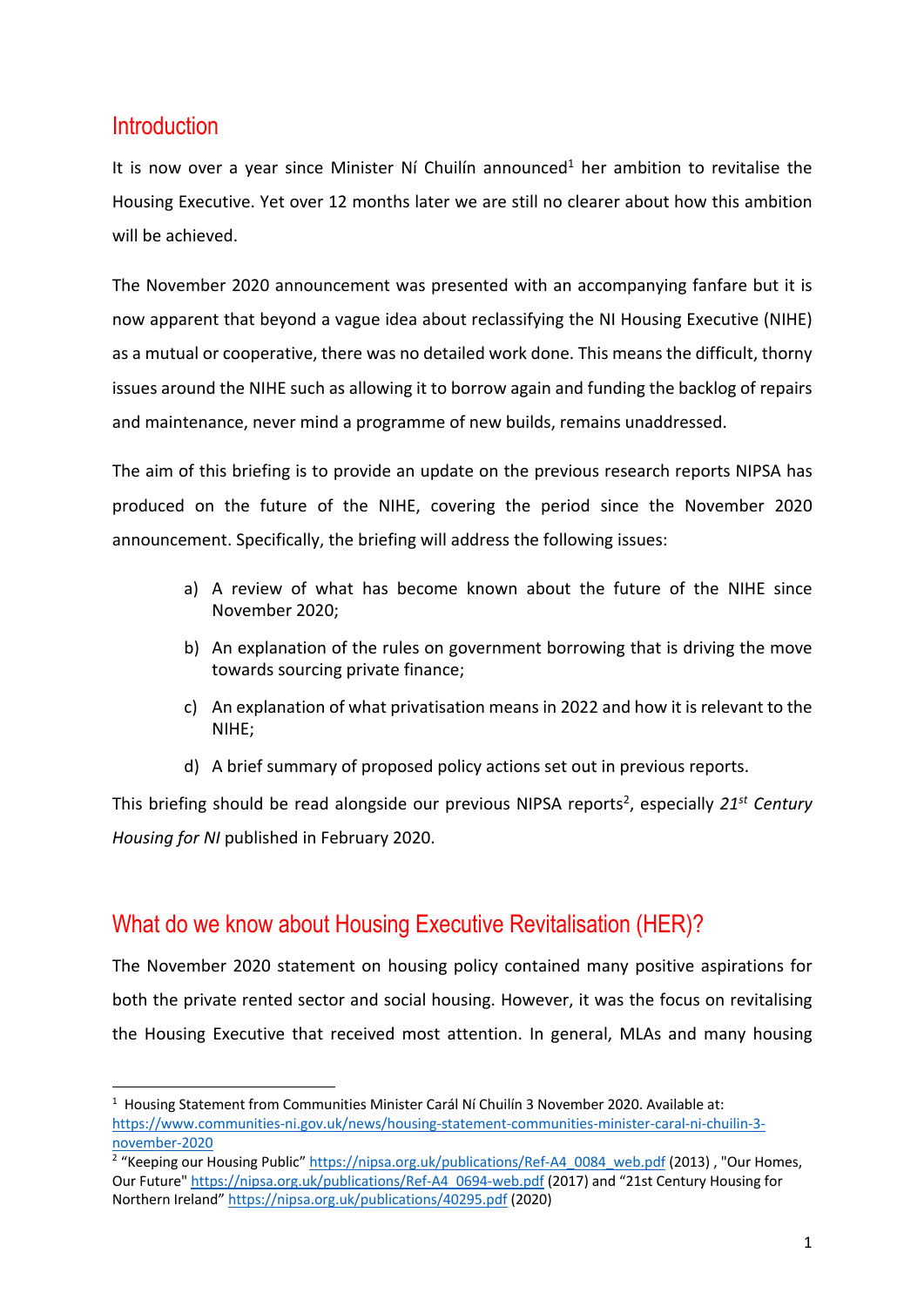## Introduction

It is now over a year since Minister Ní Chuilín announced[1] her ambition to revitalise the Housing Executive. Yet over 12 months later we are still no clearer about how this ambition will be achieved.

The November 2020 announcement was presented with an accompanying fanfare but it is now apparent that beyond a vague idea about reclassifying the NI Housing Executive (NIHE) as a mutual or cooperative, there was no detailed work done. This means the difficult, thorny issues around the NIHE such as allowing it to borrow again and funding the backlog of repairs and maintenance, never mind a programme of new builds, remains unaddressed.

The aim of this briefing is to provide an update on the previous research reports NIPSA has produced on the future of the NIHE, covering the period since the November 2020 announcement. Specifically, the briefing will address the following issues:

a) A review of what has become known about the future of the NIHE since November 2020;

b) An explanation of the rules on government borrowing that is driving the move towards sourcing private finance;

c) An explanation of what privatisation means in 2022 and how it is relevant to the NIHE;

d) A brief summary of proposed policy actions set out in previous reports.

This briefing should be read alongside our previous NIPSA reports[2], especially *21st Century Housing for NI* published in February 2020.

## What do we know about Housing Executive Revitalisation (HER)?

The November 2020 statement on housing policy contained many positive aspirations for both the private rented sector and social housing. However, it was the focus on revitalising the Housing Executive that received most attention. In general, MLAs and many housing

---

[1] Housing Statement from Communities Minister Carál Ní Chuilín 3 November 2020. Available at: https://www.communities-ni.gov.uk/news/housing-statement-communities-minister-caral-ni-chuilin-3-november-2020

[2] "Keeping our Housing Public" https://nipsa.org.uk/publications/Ref-A4_0084_web.pdf (2013) , "Our Homes, Our Future" https://nipsa.org.uk/publications/Ref-A4_0694-web.pdf (2017) and "21st Century Housing for Northern Ireland" https://nipsa.org.uk/publications/40295.pdf (2020)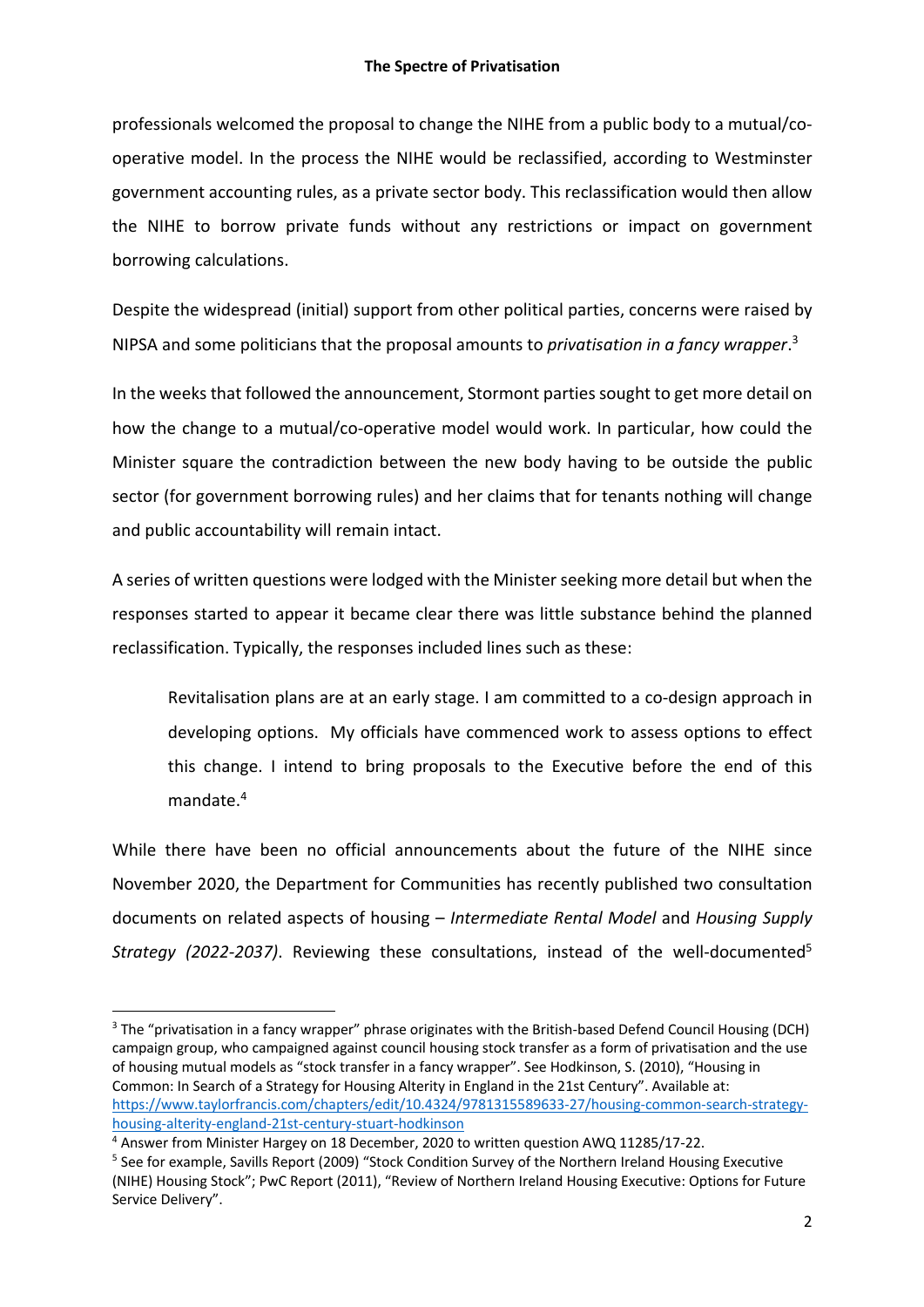professionals welcomed the proposal to change the NIHE from a public body to a mutual/co-operative model. In the process the NIHE would be reclassified, according to Westminster government accounting rules, as a private sector body. This reclassification would then allow the NIHE to borrow private funds without any restrictions or impact on government borrowing calculations.

Despite the widespread (initial) support from other political parties, concerns were raised by NIPSA and some politicians that the proposal amounts to *privatisation in a fancy wrapper*.[3]

In the weeks that followed the announcement, Stormont parties sought to get more detail on how the change to a mutual/co-operative model would work. In particular, how could the Minister square the contradiction between the new body having to be outside the public sector (for government borrowing rules) and her claims that for tenants nothing will change and public accountability will remain intact.

A series of written questions were lodged with the Minister seeking more detail but when the responses started to appear it became clear there was little substance behind the planned reclassification. Typically, the responses included lines such as these:

> Revitalisation plans are at an early stage. I am committed to a co-design approach in developing options. My officials have commenced work to assess options to effect this change. I intend to bring proposals to the Executive before the end of this mandate.[4]

While there have been no official announcements about the future of the NIHE since November 2020, the Department for Communities has recently published two consultation documents on related aspects of housing – *Intermediate Rental Model* and *Housing Supply Strategy (2022-2037)*. Reviewing these consultations, instead of the well-documented[5]

---

[3] The "privatisation in a fancy wrapper" phrase originates with the British-based Defend Council Housing (DCH) campaign group, who campaigned against council housing stock transfer as a form of privatisation and the use of housing mutual models as "stock transfer in a fancy wrapper". See Hodkinson, S. (2010), "Housing in Common: In Search of a Strategy for Housing Alterity in England in the 21st Century". Available at: https://www.taylorfrancis.com/chapters/edit/10.4324/9781315589633-27/housing-common-search-strategy-housing-alterity-england-21st-century-stuart-hodkinson

[4] Answer from Minister Hargey on 18 December, 2020 to written question AWQ 11285/17-22.

[5] See for example, Savills Report (2009) "Stock Condition Survey of the Northern Ireland Housing Executive (NIHE) Housing Stock"; PwC Report (2011), "Review of Northern Ireland Housing Executive: Options for Future Service Delivery".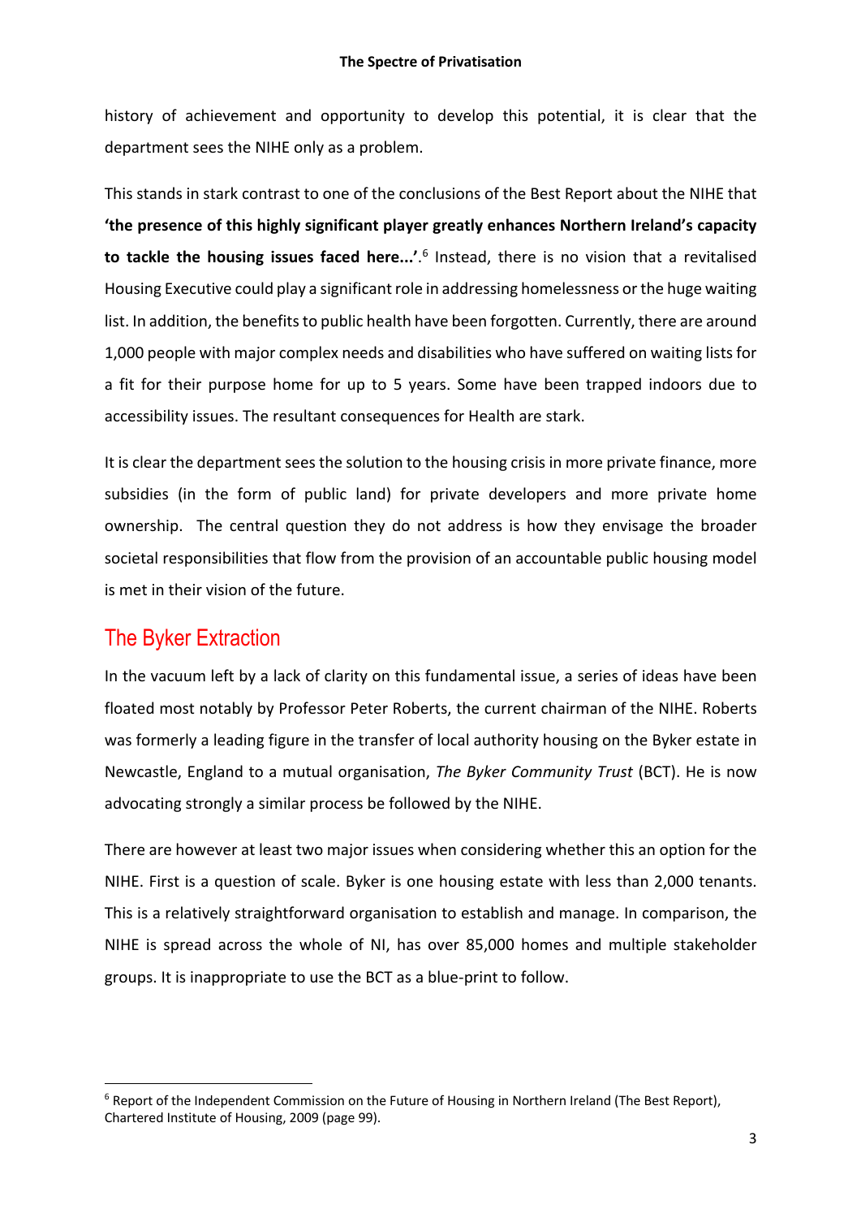history of achievement and opportunity to develop this potential, it is clear that the department sees the NIHE only as a problem.

This stands in stark contrast to one of the conclusions of the Best Report about the NIHE that **'the presence of this highly significant player greatly enhances Northern Ireland's capacity to tackle the housing issues faced here...'**.[6] Instead, there is no vision that a revitalised Housing Executive could play a significant role in addressing homelessness or the huge waiting list. In addition, the benefits to public health have been forgotten. Currently, there are around 1,000 people with major complex needs and disabilities who have suffered on waiting lists for a fit for their purpose home for up to 5 years. Some have been trapped indoors due to accessibility issues. The resultant consequences for Health are stark.

It is clear the department sees the solution to the housing crisis in more private finance, more subsidies (in the form of public land) for private developers and more private home ownership. The central question they do not address is how they envisage the broader societal responsibilities that flow from the provision of an accountable public housing model is met in their vision of the future.

## The Byker Extraction

In the vacuum left by a lack of clarity on this fundamental issue, a series of ideas have been floated most notably by Professor Peter Roberts, the current chairman of the NIHE. Roberts was formerly a leading figure in the transfer of local authority housing on the Byker estate in Newcastle, England to a mutual organisation, *The Byker Community Trust* (BCT). He is now advocating strongly a similar process be followed by the NIHE.

There are however at least two major issues when considering whether this an option for the NIHE. First is a question of scale. Byker is one housing estate with less than 2,000 tenants. This is a relatively straightforward organisation to establish and manage. In comparison, the NIHE is spread across the whole of NI, has over 85,000 homes and multiple stakeholder groups. It is inappropriate to use the BCT as a blue-print to follow.

---

[6] Report of the Independent Commission on the Future of Housing in Northern Ireland (The Best Report), Chartered Institute of Housing, 2009 (page 99).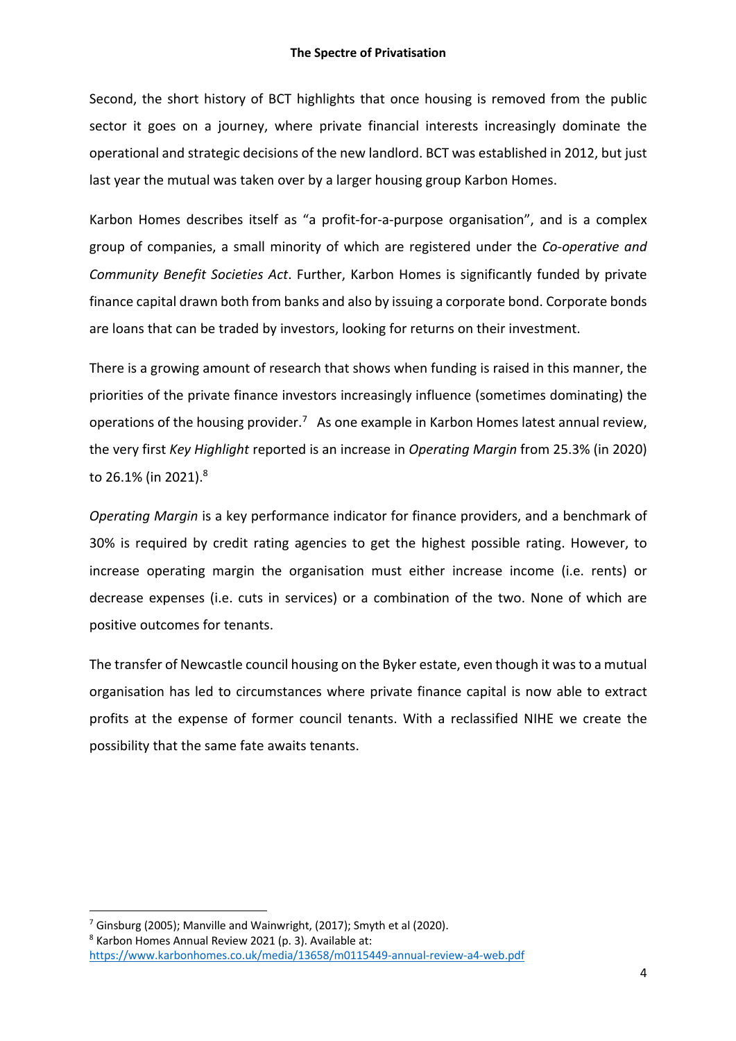Second, the short history of BCT highlights that once housing is removed from the public sector it goes on a journey, where private financial interests increasingly dominate the operational and strategic decisions of the new landlord. BCT was established in 2012, but just last year the mutual was taken over by a larger housing group Karbon Homes.

Karbon Homes describes itself as "a profit-for-a-purpose organisation", and is a complex group of companies, a small minority of which are registered under the *Co-operative and Community Benefit Societies Act*. Further, Karbon Homes is significantly funded by private finance capital drawn both from banks and also by issuing a corporate bond. Corporate bonds are loans that can be traded by investors, looking for returns on their investment.

There is a growing amount of research that shows when funding is raised in this manner, the priorities of the private finance investors increasingly influence (sometimes dominating) the operations of the housing provider.[7] As one example in Karbon Homes latest annual review, the very first *Key Highlight* reported is an increase in *Operating Margin* from 25.3% (in 2020) to 26.1% (in 2021).[8]

*Operating Margin* is a key performance indicator for finance providers, and a benchmark of 30% is required by credit rating agencies to get the highest possible rating. However, to increase operating margin the organisation must either increase income (i.e. rents) or decrease expenses (i.e. cuts in services) or a combination of the two. None of which are positive outcomes for tenants.

The transfer of Newcastle council housing on the Byker estate, even though it was to a mutual organisation has led to circumstances where private finance capital is now able to extract profits at the expense of former council tenants. With a reclassified NIHE we create the possibility that the same fate awaits tenants.

---

[7] Ginsburg (2005); Manville and Wainwright, (2017); Smyth et al (2020).

[8] Karbon Homes Annual Review 2021 (p. 3). Available at: https://www.karbonhomes.co.uk/media/13658/m0115449-annual-review-a4-web.pdf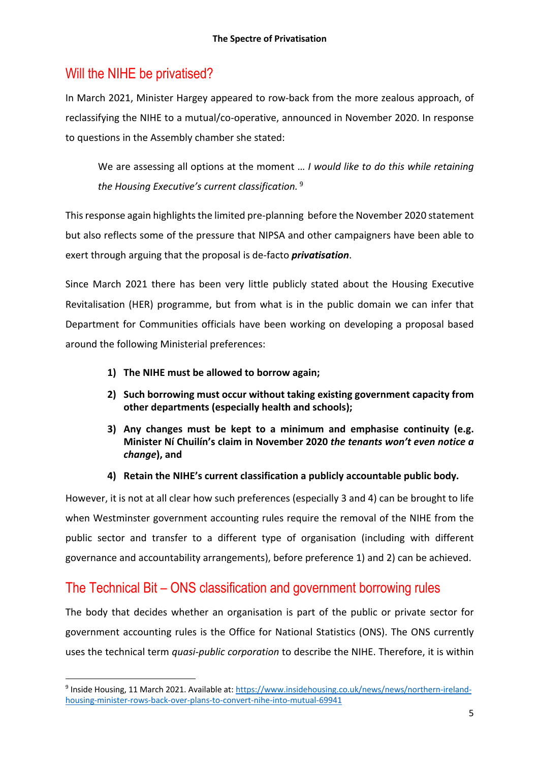## Will the NIHE be privatised?

In March 2021, Minister Hargey appeared to row-back from the more zealous approach, of reclassifying the NIHE to a mutual/co-operative, announced in November 2020. In response to questions in the Assembly chamber she stated:

> We are assessing all options at the moment … *I would like to do this while retaining the Housing Executive's current classification.* [9]

This response again highlights the limited pre-planning before the November 2020 statement but also reflects some of the pressure that NIPSA and other campaigners have been able to exert through arguing that the proposal is de-facto ***privatisation***.

Since March 2021 there has been very little publicly stated about the Housing Executive Revitalisation (HER) programme, but from what is in the public domain we can infer that Department for Communities officials have been working on developing a proposal based around the following Ministerial preferences:

1) **The NIHE must be allowed to borrow again;**
2) **Such borrowing must occur without taking existing government capacity from other departments (especially health and schools);**
3) **Any changes must be kept to a minimum and emphasise continuity (e.g. Minister Ní Chuilín's claim in November 2020 *the tenants won't even notice a change*), and**
4) **Retain the NIHE's current classification a publicly accountable public body.**

However, it is not at all clear how such preferences (especially 3 and 4) can be brought to life when Westminster government accounting rules require the removal of the NIHE from the public sector and transfer to a different type of organisation (including with different governance and accountability arrangements), before preference 1) and 2) can be achieved.

## The Technical Bit – ONS classification and government borrowing rules

The body that decides whether an organisation is part of the public or private sector for government accounting rules is the Office for National Statistics (ONS). The ONS currently uses the technical term *quasi-public corporation* to describe the NIHE. Therefore, it is within

[9] Inside Housing, 11 March 2021. Available at: https://www.insidehousing.co.uk/news/news/northern-ireland-housing-minister-rows-back-over-plans-to-convert-nihe-into-mutual-69941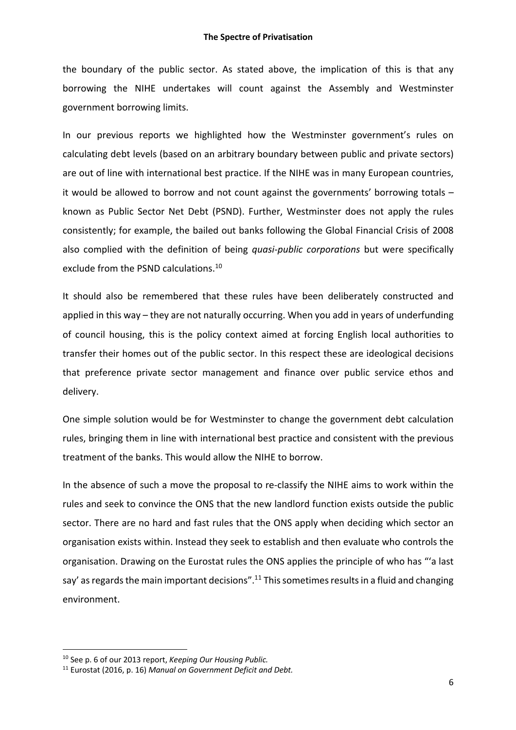the boundary of the public sector. As stated above, the implication of this is that any borrowing the NIHE undertakes will count against the Assembly and Westminster government borrowing limits.

In our previous reports we highlighted how the Westminster government's rules on calculating debt levels (based on an arbitrary boundary between public and private sectors) are out of line with international best practice. If the NIHE was in many European countries, it would be allowed to borrow and not count against the governments' borrowing totals – known as Public Sector Net Debt (PSND). Further, Westminster does not apply the rules consistently; for example, the bailed out banks following the Global Financial Crisis of 2008 also complied with the definition of being *quasi-public corporations* but were specifically exclude from the PSND calculations.[10]

It should also be remembered that these rules have been deliberately constructed and applied in this way – they are not naturally occurring. When you add in years of underfunding of council housing, this is the policy context aimed at forcing English local authorities to transfer their homes out of the public sector. In this respect these are ideological decisions that preference private sector management and finance over public service ethos and delivery.

One simple solution would be for Westminster to change the government debt calculation rules, bringing them in line with international best practice and consistent with the previous treatment of the banks. This would allow the NIHE to borrow.

In the absence of such a move the proposal to re-classify the NIHE aims to work within the rules and seek to convince the ONS that the new landlord function exists outside the public sector. There are no hard and fast rules that the ONS apply when deciding which sector an organisation exists within. Instead they seek to establish and then evaluate who controls the organisation. Drawing on the Eurostat rules the ONS applies the principle of who has "'a last say' as regards the main important decisions".[11] This sometimes results in a fluid and changing environment.

---

[10] See p. 6 of our 2013 report, *Keeping Our Housing Public.*

[11] Eurostat (2016, p. 16) *Manual on Government Deficit and Debt.*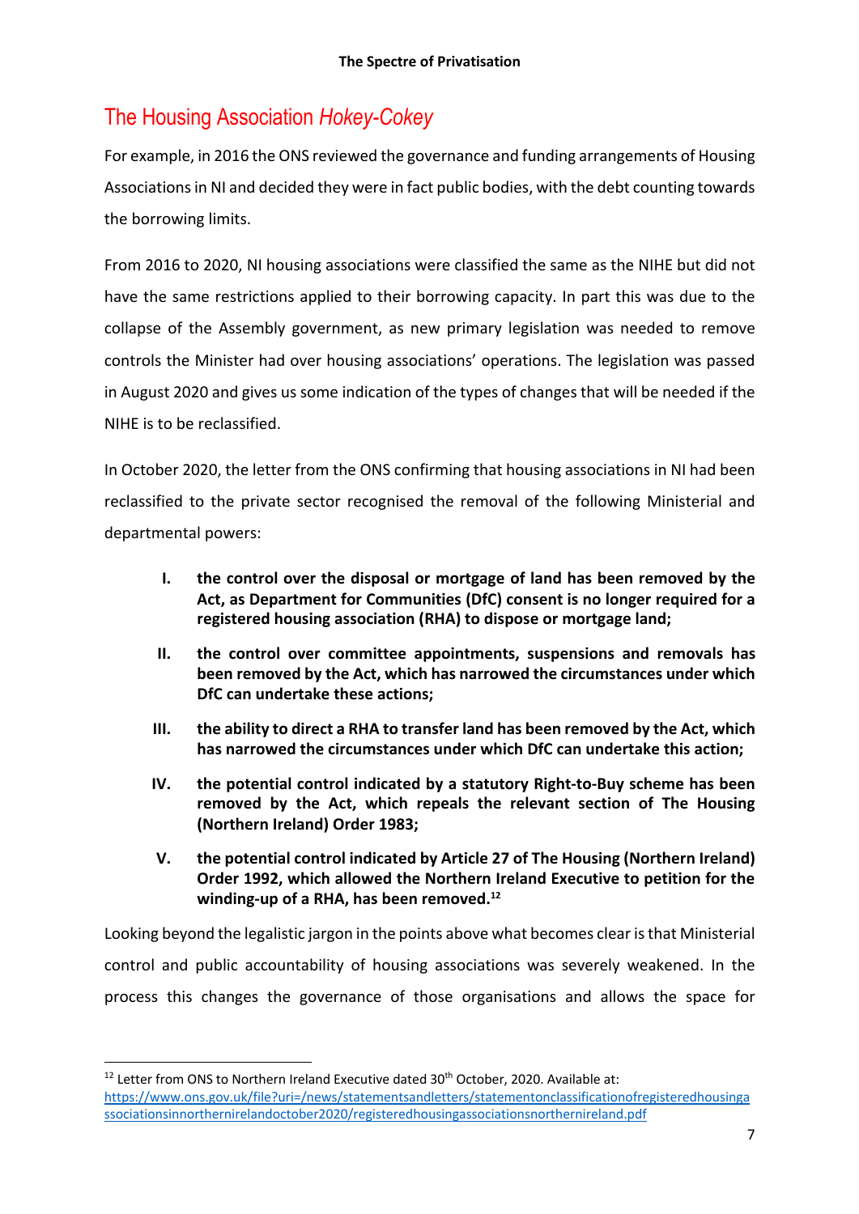## The Housing Association *Hokey-Cokey*

For example, in 2016 the ONS reviewed the governance and funding arrangements of Housing Associations in NI and decided they were in fact public bodies, with the debt counting towards the borrowing limits.

From 2016 to 2020, NI housing associations were classified the same as the NIHE but did not have the same restrictions applied to their borrowing capacity. In part this was due to the collapse of the Assembly government, as new primary legislation was needed to remove controls the Minister had over housing associations' operations. The legislation was passed in August 2020 and gives us some indication of the types of changes that will be needed if the NIHE is to be reclassified.

In October 2020, the letter from the ONS confirming that housing associations in NI had been reclassified to the private sector recognised the removal of the following Ministerial and departmental powers:

I. **the control over the disposal or mortgage of land has been removed by the Act, as Department for Communities (DfC) consent is no longer required for a registered housing association (RHA) to dispose or mortgage land;**

II. **the control over committee appointments, suspensions and removals has been removed by the Act, which has narrowed the circumstances under which DfC can undertake these actions;**

III. **the ability to direct a RHA to transfer land has been removed by the Act, which has narrowed the circumstances under which DfC can undertake this action;**

IV. **the potential control indicated by a statutory Right-to-Buy scheme has been removed by the Act, which repeals the relevant section of The Housing (Northern Ireland) Order 1983;**

V. **the potential control indicated by Article 27 of The Housing (Northern Ireland) Order 1992, which allowed the Northern Ireland Executive to petition for the winding-up of a RHA, has been removed.**[12]

Looking beyond the legalistic jargon in the points above what becomes clear is that Ministerial control and public accountability of housing associations was severely weakened. In the process this changes the governance of those organisations and allows the space for

---

[12] Letter from ONS to Northern Ireland Executive dated 30th October, 2020. Available at: https://www.ons.gov.uk/file?uri=/news/statementsandletters/statementonclassificationofregisteredhousingassociationsinnorthernirelandoctober2020/registeredhousingassociationsnorthernireland.pdf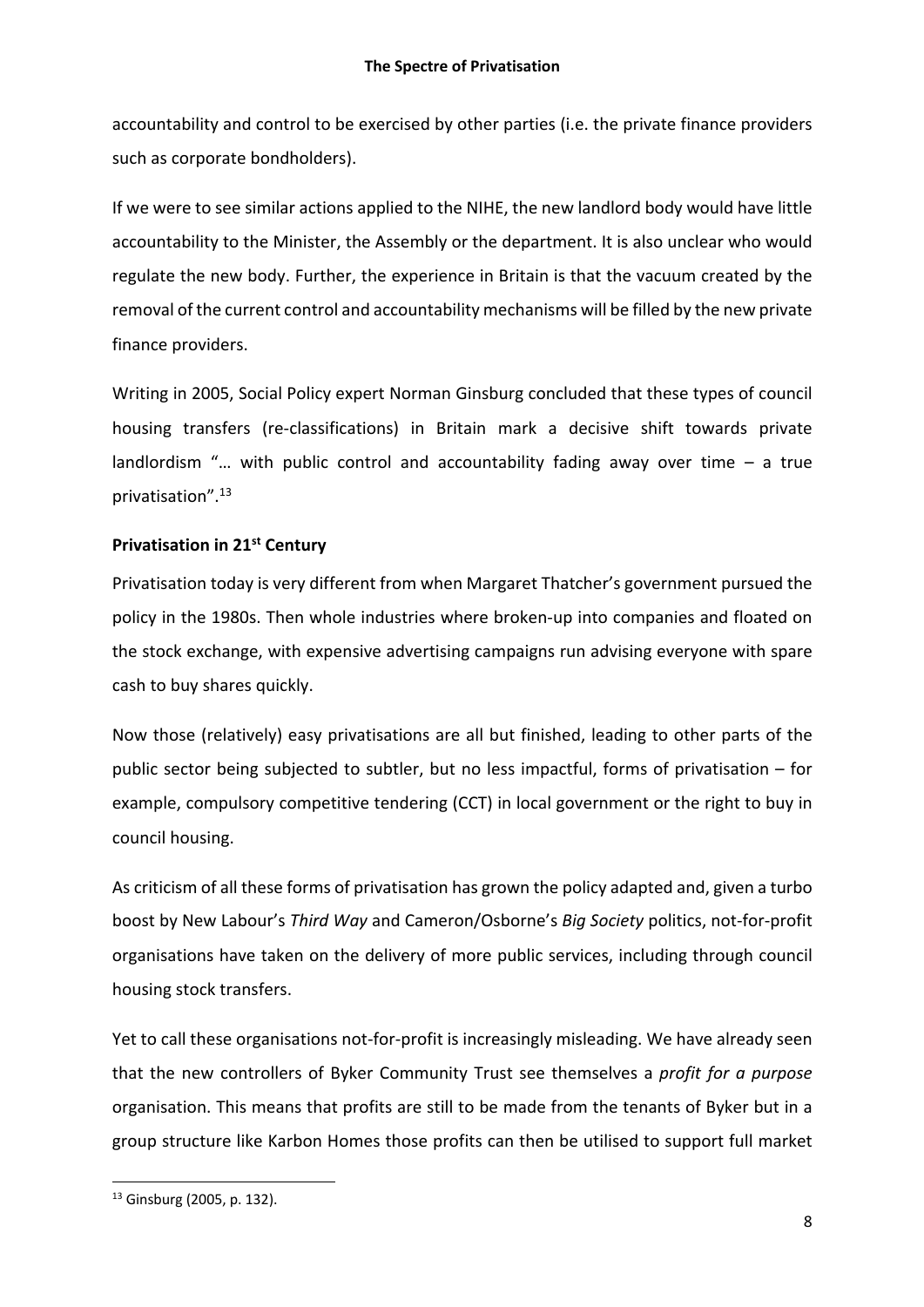accountability and control to be exercised by other parties (i.e. the private finance providers such as corporate bondholders).

If we were to see similar actions applied to the NIHE, the new landlord body would have little accountability to the Minister, the Assembly or the department. It is also unclear who would regulate the new body. Further, the experience in Britain is that the vacuum created by the removal of the current control and accountability mechanisms will be filled by the new private finance providers.

Writing in 2005, Social Policy expert Norman Ginsburg concluded that these types of council housing transfers (re-classifications) in Britain mark a decisive shift towards private landlordism "… with public control and accountability fading away over time – a true privatisation".[13]

**Privatisation in 21st Century**

Privatisation today is very different from when Margaret Thatcher's government pursued the policy in the 1980s. Then whole industries where broken-up into companies and floated on the stock exchange, with expensive advertising campaigns run advising everyone with spare cash to buy shares quickly.

Now those (relatively) easy privatisations are all but finished, leading to other parts of the public sector being subjected to subtler, but no less impactful, forms of privatisation – for example, compulsory competitive tendering (CCT) in local government or the right to buy in council housing.

As criticism of all these forms of privatisation has grown the policy adapted and, given a turbo boost by New Labour's *Third Way* and Cameron/Osborne's *Big Society* politics, not-for-profit organisations have taken on the delivery of more public services, including through council housing stock transfers.

Yet to call these organisations not-for-profit is increasingly misleading. We have already seen that the new controllers of Byker Community Trust see themselves a *profit for a purpose* organisation. This means that profits are still to be made from the tenants of Byker but in a group structure like Karbon Homes those profits can then be utilised to support full market

[13] Ginsburg (2005, p. 132).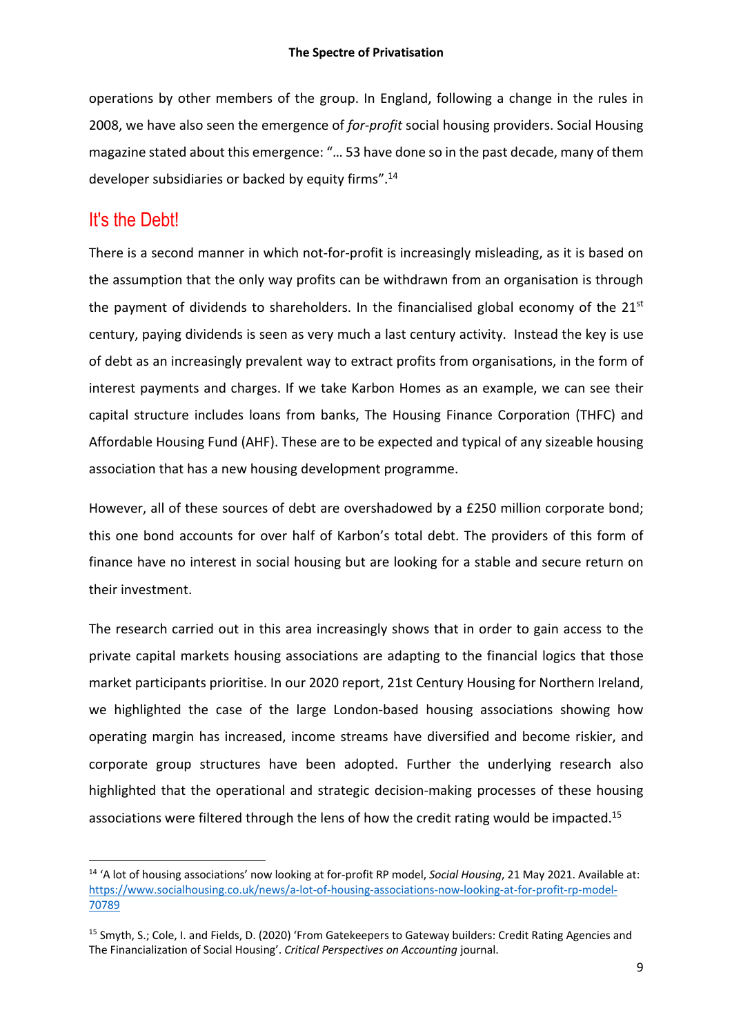operations by other members of the group. In England, following a change in the rules in 2008, we have also seen the emergence of *for-profit* social housing providers. Social Housing magazine stated about this emergence: "… 53 have done so in the past decade, many of them developer subsidiaries or backed by equity firms".[14]

## It's the Debt!

There is a second manner in which not-for-profit is increasingly misleading, as it is based on the assumption that the only way profits can be withdrawn from an organisation is through the payment of dividends to shareholders. In the financialised global economy of the 21st century, paying dividends is seen as very much a last century activity. Instead the key is use of debt as an increasingly prevalent way to extract profits from organisations, in the form of interest payments and charges. If we take Karbon Homes as an example, we can see their capital structure includes loans from banks, The Housing Finance Corporation (THFC) and Affordable Housing Fund (AHF). These are to be expected and typical of any sizeable housing association that has a new housing development programme.

However, all of these sources of debt are overshadowed by a £250 million corporate bond; this one bond accounts for over half of Karbon's total debt. The providers of this form of finance have no interest in social housing but are looking for a stable and secure return on their investment.

The research carried out in this area increasingly shows that in order to gain access to the private capital markets housing associations are adapting to the financial logics that those market participants prioritise. In our 2020 report, 21st Century Housing for Northern Ireland, we highlighted the case of the large London-based housing associations showing how operating margin has increased, income streams have diversified and become riskier, and corporate group structures have been adopted. Further the underlying research also highlighted that the operational and strategic decision-making processes of these housing associations were filtered through the lens of how the credit rating would be impacted.[15]

---

[14] 'A lot of housing associations' now looking at for-profit RP model, *Social Housing*, 21 May 2021. Available at: https://www.socialhousing.co.uk/news/a-lot-of-housing-associations-now-looking-at-for-profit-rp-model-70789

[15] Smyth, S.; Cole, I. and Fields, D. (2020) 'From Gatekeepers to Gateway builders: Credit Rating Agencies and The Financialization of Social Housing'. *Critical Perspectives on Accounting* journal.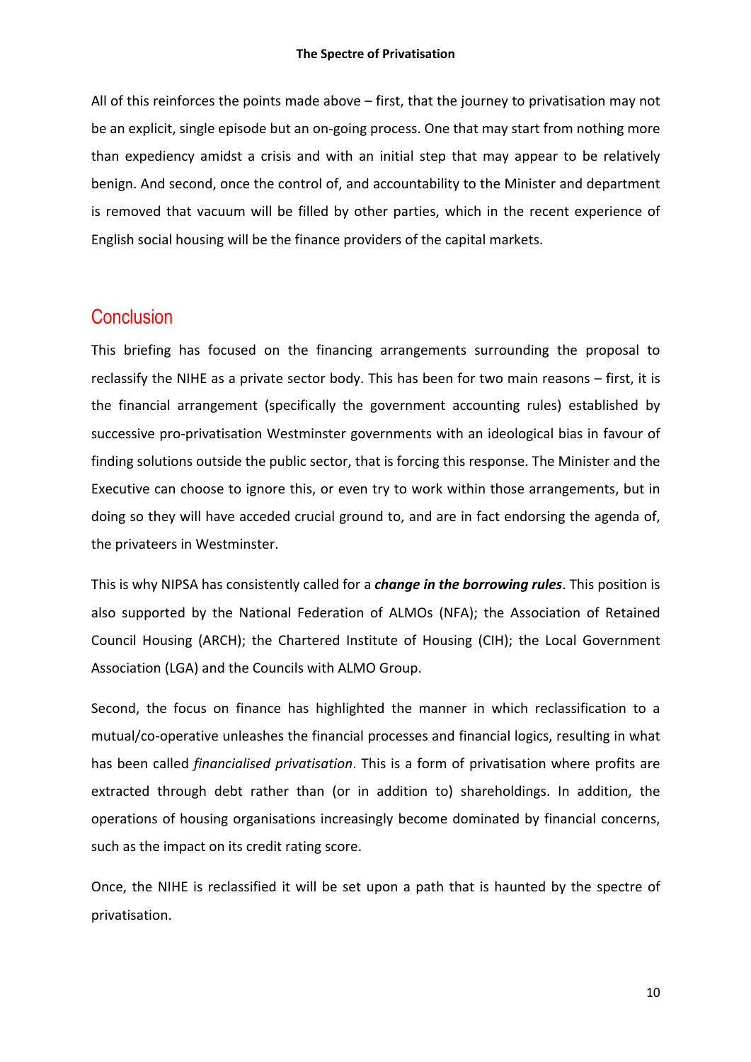All of this reinforces the points made above – first, that the journey to privatisation may not be an explicit, single episode but an on-going process. One that may start from nothing more than expediency amidst a crisis and with an initial step that may appear to be relatively benign. And second, once the control of, and accountability to the Minister and department is removed that vacuum will be filled by other parties, which in the recent experience of English social housing will be the finance providers of the capital markets.

## Conclusion

This briefing has focused on the financing arrangements surrounding the proposal to reclassify the NIHE as a private sector body. This has been for two main reasons – first, it is the financial arrangement (specifically the government accounting rules) established by successive pro-privatisation Westminster governments with an ideological bias in favour of finding solutions outside the public sector, that is forcing this response. The Minister and the Executive can choose to ignore this, or even try to work within those arrangements, but in doing so they will have acceded crucial ground to, and are in fact endorsing the agenda of, the privateers in Westminster.

This is why NIPSA has consistently called for a ***change in the borrowing rules***. This position is also supported by the National Federation of ALMOs (NFA); the Association of Retained Council Housing (ARCH); the Chartered Institute of Housing (CIH); the Local Government Association (LGA) and the Councils with ALMO Group.

Second, the focus on finance has highlighted the manner in which reclassification to a mutual/co-operative unleashes the financial processes and financial logics, resulting in what has been called *financialised privatisation*. This is a form of privatisation where profits are extracted through debt rather than (or in addition to) shareholdings. In addition, the operations of housing organisations increasingly become dominated by financial concerns, such as the impact on its credit rating score.

Once, the NIHE is reclassified it will be set upon a path that is haunted by the spectre of privatisation.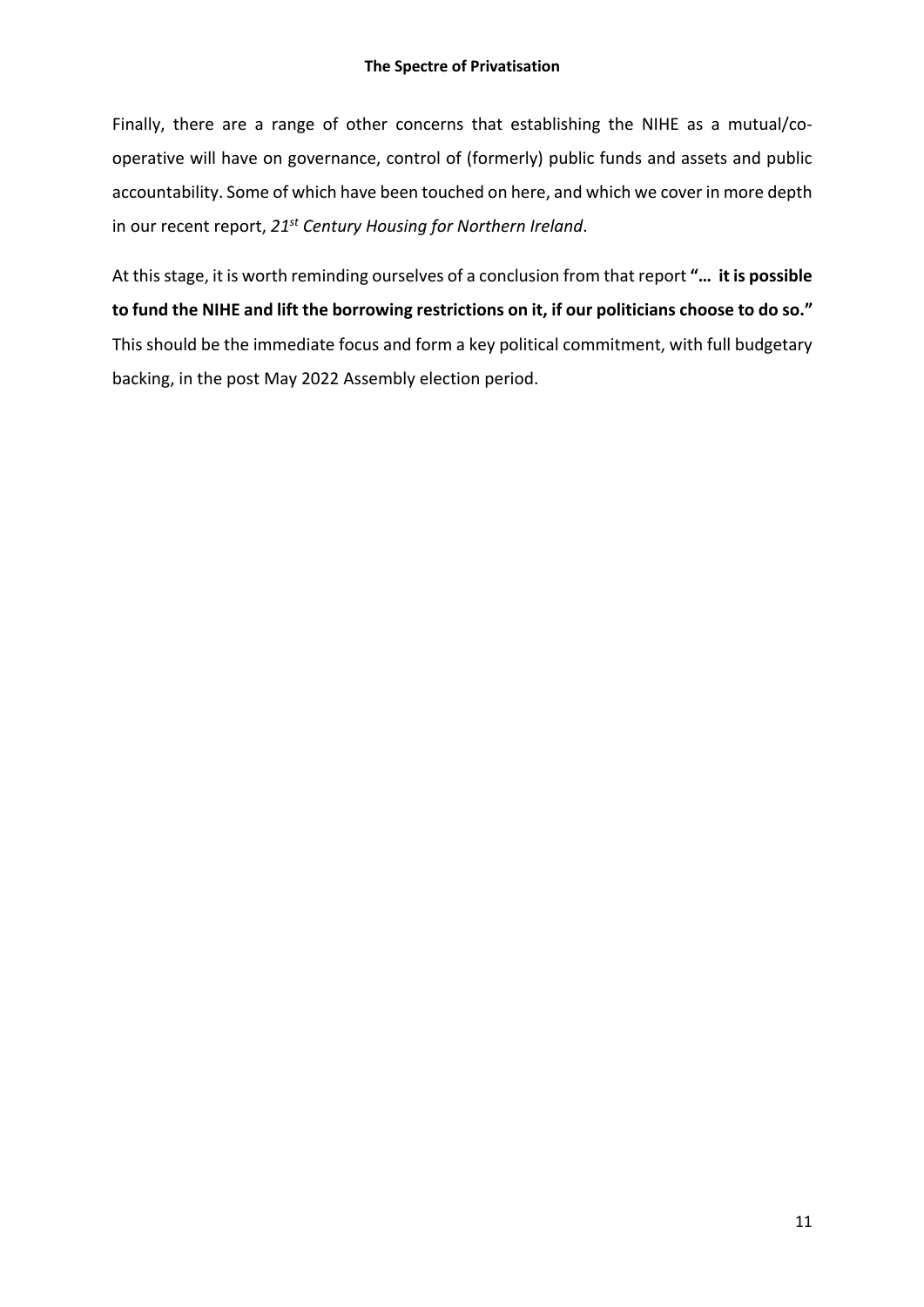Finally, there are a range of other concerns that establishing the NIHE as a mutual/co-operative will have on governance, control of (formerly) public funds and assets and public accountability. Some of which have been touched on here, and which we cover in more depth in our recent report, *21st Century Housing for Northern Ireland*.

At this stage, it is worth reminding ourselves of a conclusion from that report **"… it is possible to fund the NIHE and lift the borrowing restrictions on it, if our politicians choose to do so."** This should be the immediate focus and form a key political commitment, with full budgetary backing, in the post May 2022 Assembly election period.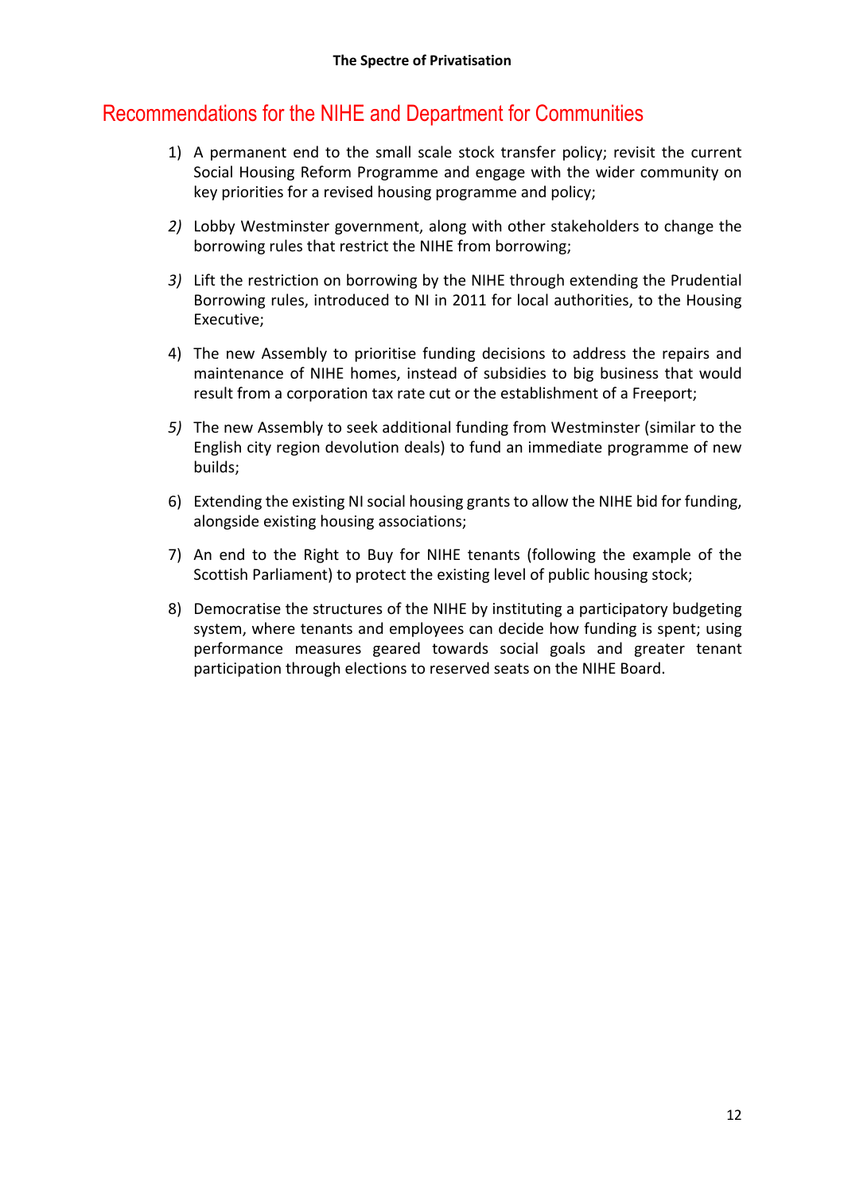## Recommendations for the NIHE and Department for Communities

1) A permanent end to the small scale stock transfer policy; revisit the current Social Housing Reform Programme and engage with the wider community on key priorities for a revised housing programme and policy;

2) Lobby Westminster government, along with other stakeholders to change the borrowing rules that restrict the NIHE from borrowing;

3) Lift the restriction on borrowing by the NIHE through extending the Prudential Borrowing rules, introduced to NI in 2011 for local authorities, to the Housing Executive;

4) The new Assembly to prioritise funding decisions to address the repairs and maintenance of NIHE homes, instead of subsidies to big business that would result from a corporation tax rate cut or the establishment of a Freeport;

5) The new Assembly to seek additional funding from Westminster (similar to the English city region devolution deals) to fund an immediate programme of new builds;

6) Extending the existing NI social housing grants to allow the NIHE bid for funding, alongside existing housing associations;

7) An end to the Right to Buy for NIHE tenants (following the example of the Scottish Parliament) to protect the existing level of public housing stock;

8) Democratise the structures of the NIHE by instituting a participatory budgeting system, where tenants and employees can decide how funding is spent; using performance measures geared towards social goals and greater tenant participation through elections to reserved seats on the NIHE Board.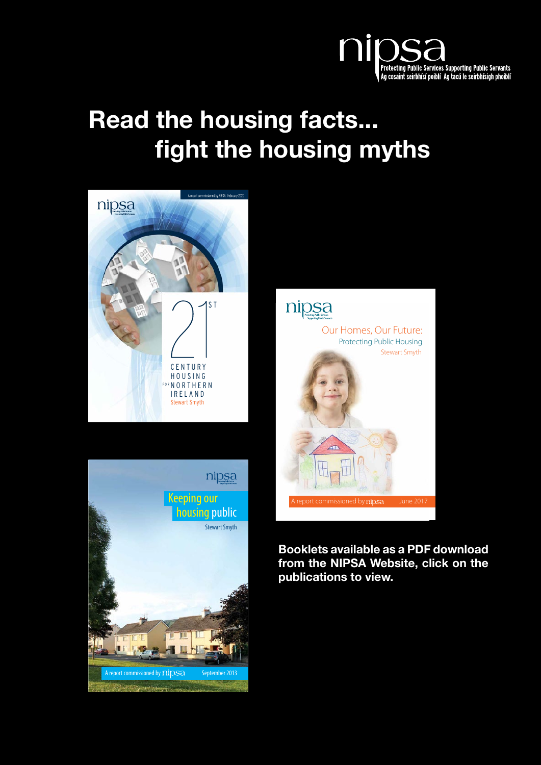nipsa

Protecting Public Services Supporting Public Servants
Ag cosaint seirbhísí poiblí Ag tacú le seirbhísigh phoiblí

# Read the housing facts... fight the housing myths

A report commissioned by NIPSA February 2020

21ST CENTURY HOUSING FOR NORTHERN IRELAND
Stewart Smyth

Our Homes, Our Future: Protecting Public Housing
Stewart Smyth
A report commissioned by nipsa June 2017

Keeping our housing public
Stewart Smyth
A report commissioned by nipsa September 2013

**Booklets available as a PDF download from the NIPSA Website, click on the publications to view.**